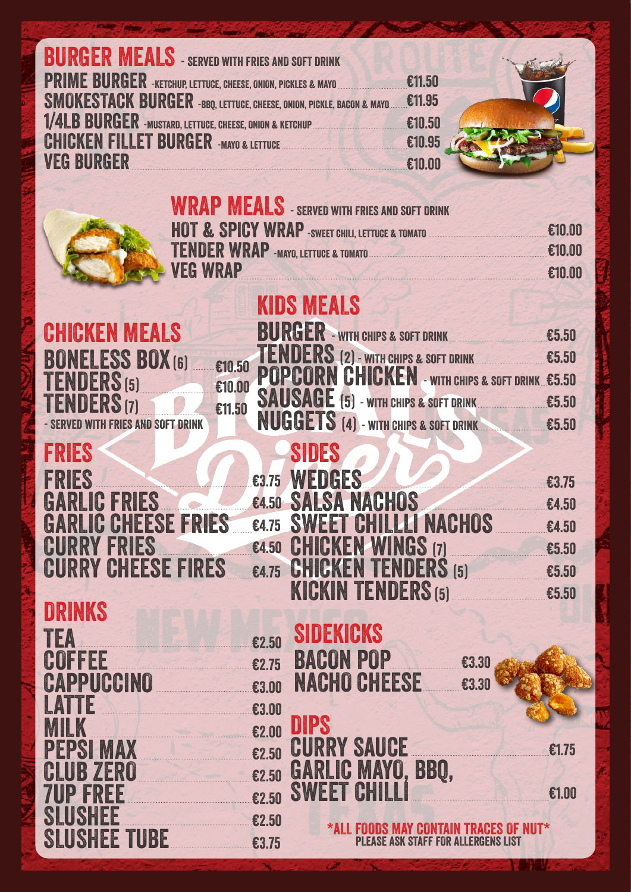## BURGER MEALS - SERVED WITH FRIES AND SOFT DRINK

| Item | Price |
|---|---|
| PRIME BURGER - KETCHUP, LETTUCE, CHEESE, ONION, PICKLES & MAYO | €11.50 |
| SMOKESTACK BURGER - BBQ, LETTUCE, CHEESE, ONION, PICKLE, BACON & MAYO | €11.95 |
| 1/4LB BURGER - MUSTARD, LETTUCE, CHEESE, ONION & KETCHUP | €10.50 |
| CHICKEN FILLET BURGER - MAYO & LETTUCE | €10.95 |
| VEG BURGER | €10.00 |

## WRAP MEALS - SERVED WITH FRIES AND SOFT DRINK

| Item | Price |
|---|---|
| HOT & SPICY WRAP - SWEET CHILI, LETTUCE & TOMATO | €10.00 |
| TENDER WRAP - MAYO, LETTUCE & TOMATO | €10.00 |
| VEG WRAP | €10.00 |

## CHICKEN MEALS

| Item | Price |
|---|---|
| BONELESS BOX (6) | €10.50 |
| TENDERS (5) | €10.00 |
| TENDERS (7) | €11.50 |

- SERVED WITH FRIES AND SOFT DRINK

## KIDS MEALS

| Item | Price |
|---|---|
| BURGER - WITH CHIPS & SOFT DRINK | €5.50 |
| TENDERS (2) - WITH CHIPS & SOFT DRINK | €5.50 |
| POPCORN CHICKEN - WITH CHIPS & SOFT DRINK | €5.50 |
| SAUSAGE (5) - WITH CHIPS & SOFT DRINK | €5.50 |
| NUGGETS (4) - WITH CHIPS & SOFT DRINK | €5.50 |

## FRIES

| Item | Price |
|---|---|
| FRIES | €3.75 |
| GARLIC FRIES | €4.50 |
| GARLIC CHEESE FRIES | €4.75 |
| CURRY FRIES | €4.50 |
| CURRY CHEESE FIRES | €4.75 |

## SIDES

| Item | Price |
|---|---|
| WEDGES | €3.75 |
| SALSA NACHOS | €4.50 |
| SWEET CHILLLI NACHOS | €4.50 |
| CHICKEN WINGS (7) | €5.50 |
| CHICKEN TENDERS (5) | €5.50 |
| KICKIN TENDERS (5) | €5.50 |

## DRINKS

| Item | Price |
|---|---|
| TEA | €2.50 |
| COFFEE | €2.75 |
| CAPPUCCINO | €3.00 |
| LATTE | €3.00 |
| MILK | €2.00 |
| PEPSI MAX | €2.50 |
| CLUB ZERO | €2.50 |
| 7UP FREE | €2.50 |
| SLUSHEE | €2.50 |
| SLUSHEE TUBE | €3.75 |

## SIDEKICKS

| Item | Price |
|---|---|
| BACON POP | €3.30 |
| NACHO CHEESE | €3.30 |

## DIPS

| Item | Price |
|---|---|
| CURRY SAUCE | €1.75 |
| GARLIC MAYO, BBQ, SWEET CHILLI | €1.00 |

*ALL FOODS MAY CONTAIN TRACES OF NUT*
PLEASE ASK STAFF FOR ALLERGENS LIST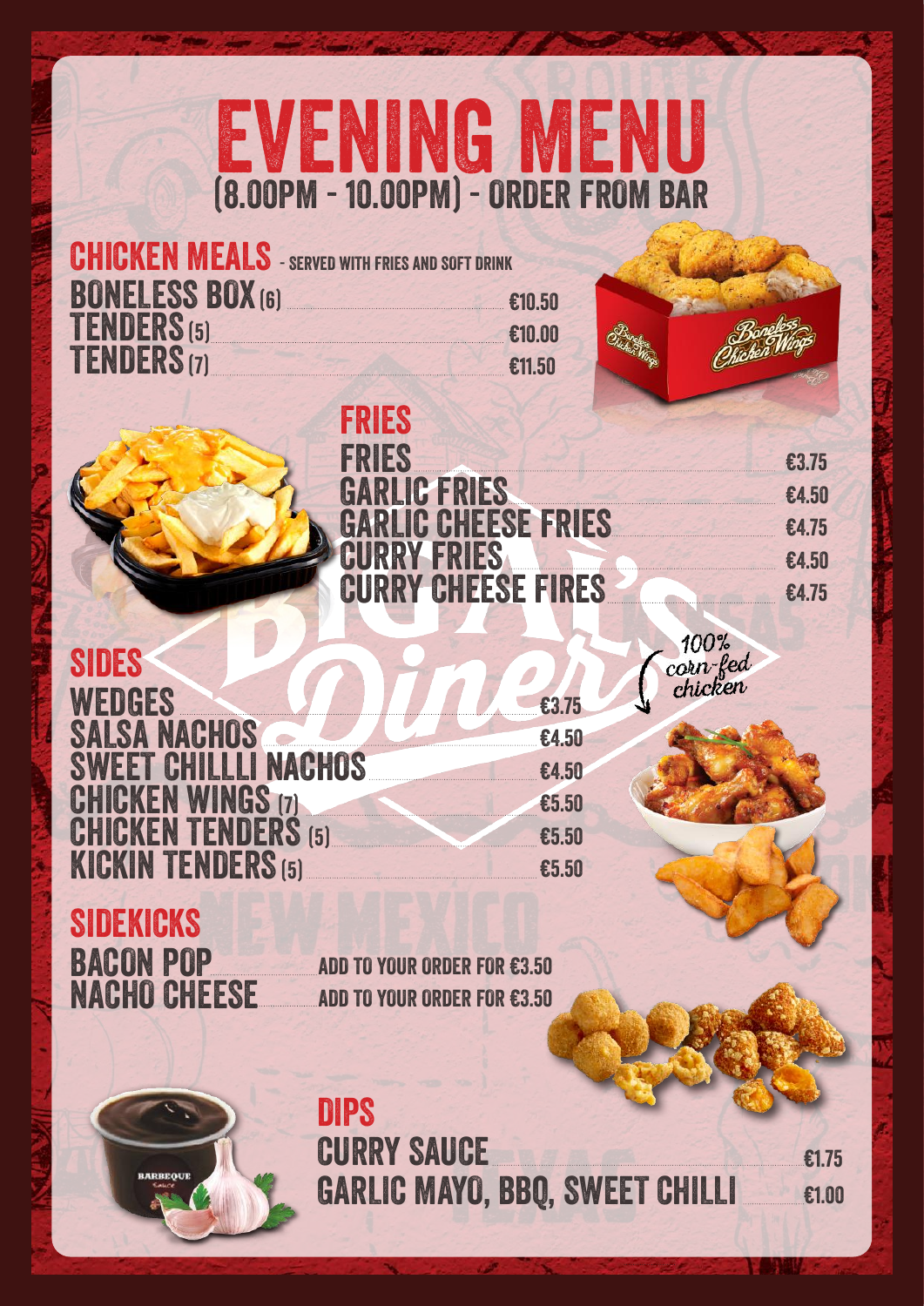# EVENING MENU

## (8.00PM - 10.00PM) - ORDER FROM BAR

## CHICKEN MEALS - SERVED WITH FRIES AND SOFT DRINK

| | |
|---|---|
| BONELESS BOX (6) | €10.50 |
| TENDERS (5) | €10.00 |
| TENDERS (7) | €11.50 |

## FRIES

| | |
|---|---|
| FRIES | €3.75 |
| GARLIC FRIES | €4.50 |
| GARLIC CHEESE FRIES | €4.75 |
| CURRY FRIES | €4.50 |
| CURRY CHEESE FIRES | €4.75 |

## SIDES

| | |
|---|---|
| WEDGES | €3.75 |
| SALSA NACHOS | €4.50 |
| SWEET CHILLLI NACHOS | €4.50 |
| CHICKEN WINGS (7) | €5.50 |
| CHICKEN TENDERS (5) | €5.50 |
| KICKIN TENDERS (5) | €5.50 |

100% corn-fed chicken

## SIDEKICKS

| | |
|---|---|
| BACON POP | ADD TO YOUR ORDER FOR €3.50 |
| NACHO CHEESE | ADD TO YOUR ORDER FOR €3.50 |

## DIPS

| | |
|---|---|
| CURRY SAUCE | €1.75 |
| GARLIC MAYO, BBQ, SWEET CHILLI | €1.00 |